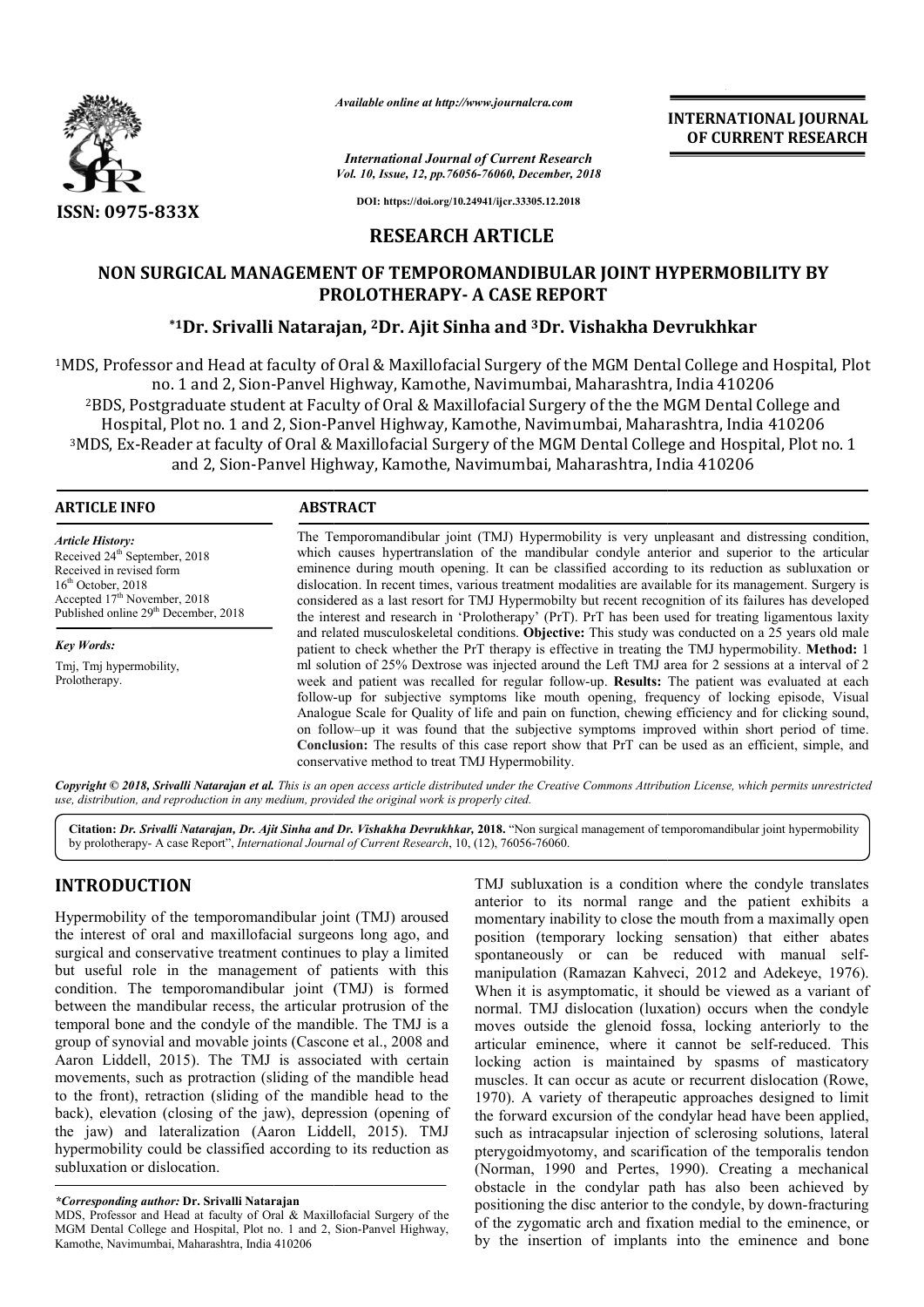*Available online at http://www.journalcra.com*

*International Journal of Current Research*
*Vol. 10, Issue, 12, pp.76056-76060, December, 2018*

DOI: https://doi.org/10.24941/ijcr.33305.12.2018

ISSN: 0975-833X

**INTERNATIONAL JOURNAL OF CURRENT RESEARCH**

## RESEARCH ARTICLE

# NON SURGICAL MANAGEMENT OF TEMPOROMANDIBULAR JOINT HYPERMOBILITY BY PROLOTHERAPY- A CASE REPORT

**\*[1]Dr. Srivalli Natarajan, [2]Dr. Ajit Sinha and [3]Dr. Vishakha Devrukhkar**

[1]MDS, Professor and Head at faculty of Oral & Maxillofacial Surgery of the MGM Dental College and Hospital, Plot no. 1 and 2, Sion-Panvel Highway, Kamothe, Navimumbai, Maharashtra, India 410206
[2]BDS, Postgraduate student at Faculty of Oral & Maxillofacial Surgery of the the MGM Dental College and Hospital, Plot no. 1 and 2, Sion-Panvel Highway, Kamothe, Navimumbai, Maharashtra, India 410206
[3]MDS, Ex-Reader at faculty of Oral & Maxillofacial Surgery of the MGM Dental College and Hospital, Plot no. 1 and 2, Sion-Panvel Highway, Kamothe, Navimumbai, Maharashtra, India 410206

### ARTICLE INFO

*Article History:*
Received 24th September, 2018
Received in revised form
16th October, 2018
Accepted 17th November, 2018
Published online 29th December, 2018

*Key Words:*
Tmj, Tmj hypermobility, Prolotherapy.

### ABSTRACT

The Temporomandibular joint (TMJ) Hypermobility is very unpleasant and distressing condition, which causes hypertranslation of the mandibular condyle anterior and superior to the articular eminence during mouth opening. It can be classified according to its reduction as subluxation or dislocation. In recent times, various treatment modalities are available for its management. Surgery is considered as a last resort for TMJ Hypermobilty but recent recognition of its failures has developed the interest and research in 'Prolotherapy' (PrT). PrT has been used for treating ligamentous laxity and related musculoskeletal conditions. **Objective:** This study was conducted on a 25 years old male patient to check whether the PrT therapy is effective in treating the TMJ hypermobility. **Method:** 1 ml solution of 25% Dextrose was injected around the Left TMJ area for 2 sessions at a interval of 2 week and patient was recalled for regular follow-up. **Results:** The patient was evaluated at each follow-up for subjective symptoms like mouth opening, frequency of locking episode, Visual Analogue Scale for Quality of life and pain on function, chewing efficiency and for clicking sound, on follow–up it was found that the subjective symptoms improved within short period of time. **Conclusion:** The results of this case report show that PrT can be used as an efficient, simple, and conservative method to treat TMJ Hypermobility.

*Copyright © 2018, Srivalli Natarajan et al. This is an open access article distributed under the Creative Commons Attribution License, which permits unrestricted use, distribution, and reproduction in any medium, provided the original work is properly cited.*

**Citation:** *Dr. Srivalli Natarajan, Dr. Ajit Sinha and Dr. Vishakha Devrukhkar,* **2018.** "Non surgical management of temporomandibular joint hypermobility by prolotherapy- A case Report", *International Journal of Current Research*, 10, (12), 76056-76060.

## INTRODUCTION

Hypermobility of the temporomandibular joint (TMJ) aroused the interest of oral and maxillofacial surgeons long ago, and surgical and conservative treatment continues to play a limited but useful role in the management of patients with this condition. The temporomandibular joint (TMJ) is formed between the mandibular recess, the articular protrusion of the temporal bone and the condyle of the mandible. The TMJ is a group of synovial and movable joints (Cascone et al., 2008 and Aaron Liddell, 2015). The TMJ is associated with certain movements, such as protraction (sliding of the mandible head to the front), retraction (sliding of the mandible head to the back), elevation (closing of the jaw), depression (opening of the jaw) and lateralization (Aaron Liddell, 2015). TMJ hypermobility could be classified according to its reduction as subluxation or dislocation.

TMJ subluxation is a condition where the condyle translates anterior to its normal range and the patient exhibits a momentary inability to close the mouth from a maximally open position (temporary locking sensation) that either abates spontaneously or can be reduced with manual self-manipulation (Ramazan Kahveci, 2012 and Adekeye, 1976). When it is asymptomatic, it should be viewed as a variant of normal. TMJ dislocation (luxation) occurs when the condyle moves outside the glenoid fossa, locking anteriorly to the articular eminence, where it cannot be self-reduced. This locking action is maintained by spasms of masticatory muscles. It can occur as acute or recurrent dislocation (Rowe, 1970). A variety of therapeutic approaches designed to limit the forward excursion of the condylar head have been applied, such as intracapsular injection of sclerosing solutions, lateral pterygoidmyotomy, and scarification of the temporalis tendon (Norman, 1990 and Pertes, 1990). Creating a mechanical obstacle in the condylar path has also been achieved by positioning the disc anterior to the condyle, by down-fracturing of the zygomatic arch and fixation medial to the eminence, or by the insertion of implants into the eminence and bone

*\*Corresponding author:* **Dr. Srivalli Natarajan**
MDS, Professor and Head at faculty of Oral & Maxillofacial Surgery of the MGM Dental College and Hospital, Plot no. 1 and 2, Sion-Panvel Highway, Kamothe, Navimumbai, Maharashtra, India 410206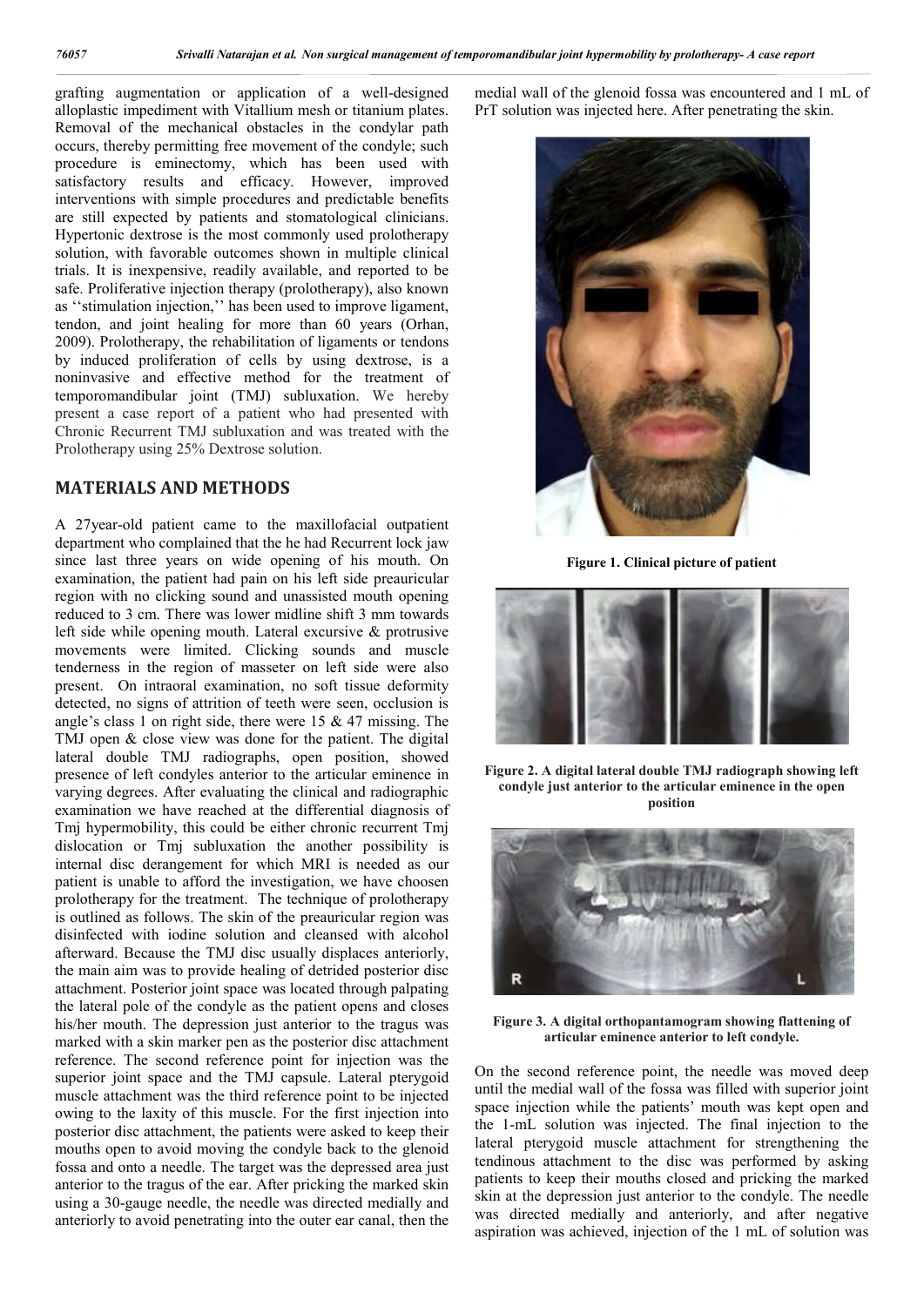grafting augmentation or application of a well-designed alloplastic impediment with Vitallium mesh or titanium plates. Removal of the mechanical obstacles in the condylar path occurs, thereby permitting free movement of the condyle; such procedure is eminectomy, which has been used with satisfactory results and efficacy. However, improved interventions with simple procedures and predictable benefits are still expected by patients and stomatological clinicians. Hypertonic dextrose is the most commonly used prolotherapy solution, with favorable outcomes shown in multiple clinical trials. It is inexpensive, readily available, and reported to be safe. Proliferative injection therapy (prolotherapy), also known as ''stimulation injection,'' has been used to improve ligament, tendon, and joint healing for more than 60 years (Orhan, 2009). Prolotherapy, the rehabilitation of ligaments or tendons by induced proliferation of cells by using dextrose, is a noninvasive and effective method for the treatment of temporomandibular joint (TMJ) subluxation. We hereby present a case report of a patient who had presented with Chronic Recurrent TMJ subluxation and was treated with the Prolotherapy using 25% Dextrose solution.

## MATERIALS AND METHODS

A 27year-old patient came to the maxillofacial outpatient department who complained that the he had Recurrent lock jaw since last three years on wide opening of his mouth. On examination, the patient had pain on his left side preauricular region with no clicking sound and unassisted mouth opening reduced to 3 cm. There was lower midline shift 3 mm towards left side while opening mouth. Lateral excursive & protrusive movements were limited. Clicking sounds and muscle tenderness in the region of masseter on left side were also present. On intraoral examination, no soft tissue deformity detected, no signs of attrition of teeth were seen, occlusion is angle's class 1 on right side, there were 15 & 47 missing. The TMJ open & close view was done for the patient. The digital lateral double TMJ radiographs, open position, showed presence of left condyles anterior to the articular eminence in varying degrees. After evaluating the clinical and radiographic examination we have reached at the differential diagnosis of Tmj hypermobility, this could be either chronic recurrent Tmj dislocation or Tmj subluxation the another possibility is internal disc derangement for which MRI is needed as our patient is unable to afford the investigation, we have choosen prolotherapy for the treatment. The technique of prolotherapy is outlined as follows. The skin of the preauricular region was disinfected with iodine solution and cleansed with alcohol afterward. Because the TMJ disc usually displaces anteriorly, the main aim was to provide healing of detrided posterior disc attachment. Posterior joint space was located through palpating the lateral pole of the condyle as the patient opens and closes his/her mouth. The depression just anterior to the tragus was marked with a skin marker pen as the posterior disc attachment reference. The second reference point for injection was the superior joint space and the TMJ capsule. Lateral pterygoid muscle attachment was the third reference point to be injected owing to the laxity of this muscle. For the first injection into posterior disc attachment, the patients were asked to keep their mouths open to avoid moving the condyle back to the glenoid fossa and onto a needle. The target was the depressed area just anterior to the tragus of the ear. After pricking the marked skin using a 30-gauge needle, the needle was directed medially and anteriorly to avoid penetrating into the outer ear canal, then the medial wall of the glenoid fossa was encountered and 1 mL of PrT solution was injected here. After penetrating the skin.

**Figure 1. Clinical picture of patient**

**Figure 2. A digital lateral double TMJ radiograph showing left condyle just anterior to the articular eminence in the open position**

**Figure 3. A digital orthopantamogram showing flattening of articular eminence anterior to left condyle.**

On the second reference point, the needle was moved deep until the medial wall of the fossa was filled with superior joint space injection while the patients' mouth was kept open and the 1-mL solution was injected. The final injection to the lateral pterygoid muscle attachment for strengthening the tendinous attachment to the disc was performed by asking patients to keep their mouths closed and pricking the marked skin at the depression just anterior to the condyle. The needle was directed medially and anteriorly, and after negative aspiration was achieved, injection of the 1 mL of solution was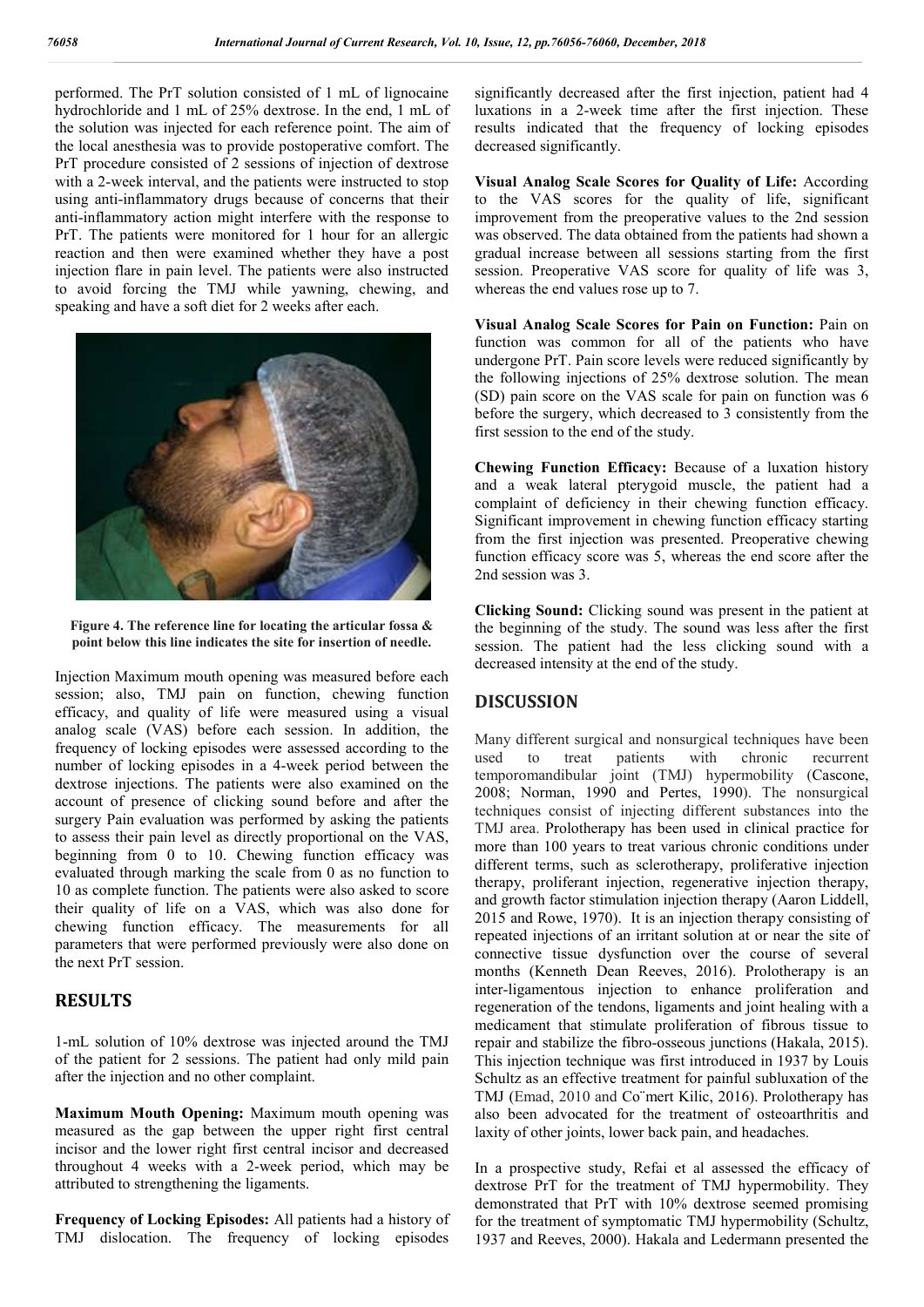performed. The PrT solution consisted of 1 mL of lignocaine hydrochloride and 1 mL of 25% dextrose. In the end, 1 mL of the solution was injected for each reference point. The aim of the local anesthesia was to provide postoperative comfort. The PrT procedure consisted of 2 sessions of injection of dextrose with a 2-week interval, and the patients were instructed to stop using anti-inflammatory drugs because of concerns that their anti-inflammatory action might interfere with the response to PrT. The patients were monitored for 1 hour for an allergic reaction and then were examined whether they have a post injection flare in pain level. The patients were also instructed to avoid forcing the TMJ while yawning, chewing, and speaking and have a soft diet for 2 weeks after each.

**Figure 4. The reference line for locating the articular fossa & point below this line indicates the site for insertion of needle.**

Injection Maximum mouth opening was measured before each session; also, TMJ pain on function, chewing function efficacy, and quality of life were measured using a visual analog scale (VAS) before each session. In addition, the frequency of locking episodes were assessed according to the number of locking episodes in a 4-week period between the dextrose injections. The patients were also examined on the account of presence of clicking sound before and after the surgery Pain evaluation was performed by asking the patients to assess their pain level as directly proportional on the VAS, beginning from 0 to 10. Chewing function efficacy was evaluated through marking the scale from 0 as no function to 10 as complete function. The patients were also asked to score their quality of life on a VAS, which was also done for chewing function efficacy. The measurements for all parameters that were performed previously were also done on the next PrT session.

## RESULTS

1-mL solution of 10% dextrose was injected around the TMJ of the patient for 2 sessions. The patient had only mild pain after the injection and no other complaint.

**Maximum Mouth Opening:** Maximum mouth opening was measured as the gap between the upper right first central incisor and the lower right first central incisor and decreased throughout 4 weeks with a 2-week period, which may be attributed to strengthening the ligaments.

**Frequency of Locking Episodes:** All patients had a history of TMJ dislocation. The frequency of locking episodes significantly decreased after the first injection, patient had 4 luxations in a 2-week time after the first injection. These results indicated that the frequency of locking episodes decreased significantly.

**Visual Analog Scale Scores for Quality of Life:** According to the VAS scores for the quality of life, significant improvement from the preoperative values to the 2nd session was observed. The data obtained from the patients had shown a gradual increase between all sessions starting from the first session. Preoperative VAS score for quality of life was 3, whereas the end values rose up to 7.

**Visual Analog Scale Scores for Pain on Function:** Pain on function was common for all of the patients who have undergone PrT. Pain score levels were reduced significantly by the following injections of 25% dextrose solution. The mean (SD) pain score on the VAS scale for pain on function was 6 before the surgery, which decreased to 3 consistently from the first session to the end of the study.

**Chewing Function Efficacy:** Because of a luxation history and a weak lateral pterygoid muscle, the patient had a complaint of deficiency in their chewing function efficacy. Significant improvement in chewing function efficacy starting from the first injection was presented. Preoperative chewing function efficacy score was 5, whereas the end score after the 2nd session was 3.

**Clicking Sound:** Clicking sound was present in the patient at the beginning of the study. The sound was less after the first session. The patient had the less clicking sound with a decreased intensity at the end of the study.

## DISCUSSION

Many different surgical and nonsurgical techniques have been used to treat patients with chronic recurrent temporomandibular joint (TMJ) hypermobility (Cascone, 2008; Norman, 1990 and Pertes, 1990). The nonsurgical techniques consist of injecting different substances into the TMJ area. Prolotherapy has been used in clinical practice for more than 100 years to treat various chronic conditions under different terms, such as sclerotherapy, proliferative injection therapy, proliferant injection, regenerative injection therapy, and growth factor stimulation injection therapy (Aaron Liddell, 2015 and Rowe, 1970). It is an injection therapy consisting of repeated injections of an irritant solution at or near the site of connective tissue dysfunction over the course of several months (Kenneth Dean Reeves, 2016). Prolotherapy is an inter-ligamentous injection to enhance proliferation and regeneration of the tendons, ligaments and joint healing with a medicament that stimulate proliferation of fibrous tissue to repair and stabilize the fibro-osseous junctions (Hakala, 2015). This injection technique was first introduced in 1937 by Louis Schultz as an effective treatment for painful subluxation of the TMJ (Emad, 2010 and Co¨mert Kilic, 2016). Prolotherapy has also been advocated for the treatment of osteoarthritis and laxity of other joints, lower back pain, and headaches.

In a prospective study, Refai et al assessed the efficacy of dextrose PrT for the treatment of TMJ hypermobility. They demonstrated that PrT with 10% dextrose seemed promising for the treatment of symptomatic TMJ hypermobility (Schultz, 1937 and Reeves, 2000). Hakala and Ledermann presented the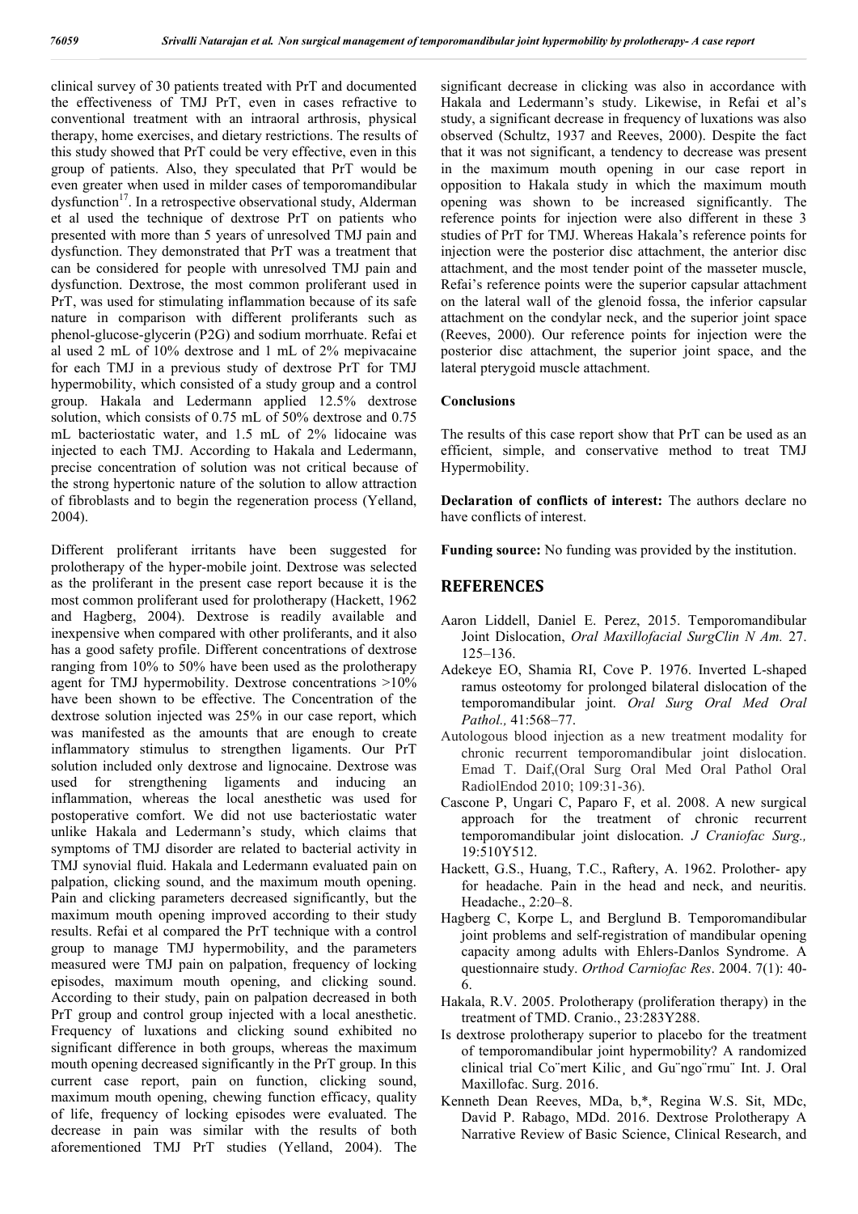clinical survey of 30 patients treated with PrT and documented the effectiveness of TMJ PrT, even in cases refractive to conventional treatment with an intraoral arthrosis, physical therapy, home exercises, and dietary restrictions. The results of this study showed that PrT could be very effective, even in this group of patients. Also, they speculated that PrT would be even greater when used in milder cases of temporomandibular dysfunction[17]. In a retrospective observational study, Alderman et al used the technique of dextrose PrT on patients who presented with more than 5 years of unresolved TMJ pain and dysfunction. They demonstrated that PrT was a treatment that can be considered for people with unresolved TMJ pain and dysfunction. Dextrose, the most common proliferant used in PrT, was used for stimulating inflammation because of its safe nature in comparison with different proliferants such as phenol-glucose-glycerin (P2G) and sodium morrhuate. Refai et al used 2 mL of 10% dextrose and 1 mL of 2% mepivacaine for each TMJ in a previous study of dextrose PrT for TMJ hypermobility, which consisted of a study group and a control group. Hakala and Ledermann applied 12.5% dextrose solution, which consists of 0.75 mL of 50% dextrose and 0.75 mL bacteriostatic water, and 1.5 mL of 2% lidocaine was injected to each TMJ. According to Hakala and Ledermann, precise concentration of solution was not critical because of the strong hypertonic nature of the solution to allow attraction of fibroblasts and to begin the regeneration process (Yelland, 2004).

Different proliferant irritants have been suggested for prolotherapy of the hyper-mobile joint. Dextrose was selected as the proliferant in the present case report because it is the most common proliferant used for prolotherapy (Hackett, 1962 and Hagberg, 2004). Dextrose is readily available and inexpensive when compared with other proliferants, and it also has a good safety profile. Different concentrations of dextrose ranging from 10% to 50% have been used as the prolotherapy agent for TMJ hypermobility. Dextrose concentrations >10% have been shown to be effective. The Concentration of the dextrose solution injected was 25% in our case report, which was manifested as the amounts that are enough to create inflammatory stimulus to strengthen ligaments. Our PrT solution included only dextrose and lignocaine. Dextrose was used for strengthening ligaments and inducing an inflammation, whereas the local anesthetic was used for postoperative comfort. We did not use bacteriostatic water unlike Hakala and Ledermann's study, which claims that symptoms of TMJ disorder are related to bacterial activity in TMJ synovial fluid. Hakala and Ledermann evaluated pain on palpation, clicking sound, and the maximum mouth opening. Pain and clicking parameters decreased significantly, but the maximum mouth opening improved according to their study results. Refai et al compared the PrT technique with a control group to manage TMJ hypermobility, and the parameters measured were TMJ pain on palpation, frequency of locking episodes, maximum mouth opening, and clicking sound. According to their study, pain on palpation decreased in both PrT group and control group injected with a local anesthetic. Frequency of luxations and clicking sound exhibited no significant difference in both groups, whereas the maximum mouth opening decreased significantly in the PrT group. In this current case report, pain on function, clicking sound, maximum mouth opening, chewing function efficacy, quality of life, frequency of locking episodes were evaluated. The decrease in pain was similar with the results of both aforementioned TMJ PrT studies (Yelland, 2004). The significant decrease in clicking was also in accordance with Hakala and Ledermann's study. Likewise, in Refai et al's study, a significant decrease in frequency of luxations was also observed (Schultz, 1937 and Reeves, 2000). Despite the fact that it was not significant, a tendency to decrease was present in the maximum mouth opening in our case report in opposition to Hakala study in which the maximum mouth opening was shown to be increased significantly. The reference points for injection were also different in these 3 studies of PrT for TMJ. Whereas Hakala's reference points for injection were the posterior disc attachment, the anterior disc attachment, and the most tender point of the masseter muscle, Refai's reference points were the superior capsular attachment on the lateral wall of the glenoid fossa, the inferior capsular attachment on the condylar neck, and the superior joint space (Reeves, 2000). Our reference points for injection were the posterior disc attachment, the superior joint space, and the lateral pterygoid muscle attachment.

## Conclusions

The results of this case report show that PrT can be used as an efficient, simple, and conservative method to treat TMJ Hypermobility.

**Declaration of conflicts of interest:** The authors declare no have conflicts of interest.

**Funding source:** No funding was provided by the institution.

## REFERENCES

- Aaron Liddell, Daniel E. Perez, 2015. Temporomandibular Joint Dislocation, *Oral Maxillofacial SurgClin N Am.* 27. 125–136.
- Adekeye EO, Shamia RI, Cove P. 1976. Inverted L-shaped ramus osteotomy for prolonged bilateral dislocation of the temporomandibular joint. *Oral Surg Oral Med Oral Pathol.,* 41:568–77.
- Autologous blood injection as a new treatment modality for chronic recurrent temporomandibular joint dislocation. Emad T. Daif,(Oral Surg Oral Med Oral Pathol Oral RadiolEndod 2010; 109:31-36).
- Cascone P, Ungari C, Paparo F, et al. 2008. A new surgical approach for the treatment of chronic recurrent temporomandibular joint dislocation. *J Craniofac Surg.,* 19:510Y512.
- Hackett, G.S., Huang, T.C., Raftery, A. 1962. Prolother- apy for headache. Pain in the head and neck, and neuritis. Headache., 2:20–8.
- Hagberg C, Korpe L, and Berglund B. Temporomandibular joint problems and self-registration of mandibular opening capacity among adults with Ehlers-Danlos Syndrome. A questionnaire study. *Orthod Carniofac Res*. 2004. 7(1): 40-6.
- Hakala, R.V. 2005. Prolotherapy (proliferation therapy) in the treatment of TMD. Cranio., 23:283Y288.
- Is dextrose prolotherapy superior to placebo for the treatment of temporomandibular joint hypermobility? A randomized clinical trial Co¨mert Kilic¸ and Gu¨ngo¨rmu¨ Int. J. Oral Maxillofac. Surg. 2016.
- Kenneth Dean Reeves, MDa, b,*, Regina W.S. Sit, MDc, David P. Rabago, MDd. 2016. Dextrose Prolotherapy A Narrative Review of Basic Science, Clinical Research, and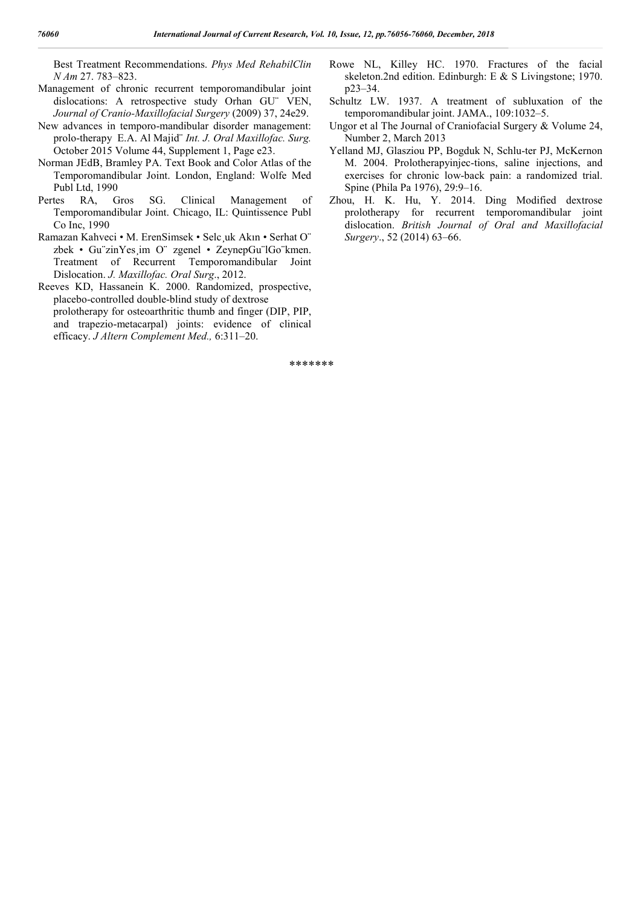Best Treatment Recommendations. *Phys Med RehabilClin N Am* 27. 783–823.

Management of chronic recurrent temporomandibular joint dislocations: A retrospective study Orhan GU¨ VEN, *Journal of Cranio-Maxillofacial Surgery* (2009) 37, 24e29.

New advances in temporo-mandibular disorder management: prolo-therapy E.A. Al Majid¨ *Int. J. Oral Maxillofac. Surg.* October 2015 Volume 44, Supplement 1, Page e23.

Norman JEdB, Bramley PA. Text Book and Color Atlas of the Temporomandibular Joint. London, England: Wolfe Med Publ Ltd, 1990

Pertes RA, Gros SG. Clinical Management of Temporomandibular Joint. Chicago, IL: Quintissence Publ Co Inc, 1990

Ramazan Kahveci • M. ErenSimsek • Selc¸uk Akın • Serhat O¨ zbek • Gu¨zinYes¸im O¨ zgenel • ZeynepGu¨lGo¨kmen. Treatment of Recurrent Temporomandibular Joint Dislocation. *J. Maxillofac. Oral Surg*., 2012.

Reeves KD, Hassanein K. 2000. Randomized, prospective, placebo-controlled double-blind study of dextrose prolotherapy for osteoarthritic thumb and finger (DIP, PIP, and trapezio-metacarpal) joints: evidence of clinical efficacy. *J Altern Complement Med.,* 6:311–20.

Rowe NL, Killey HC. 1970. Fractures of the facial skeleton.2nd edition. Edinburgh: E & S Livingstone; 1970. p23–34.

Schultz LW. 1937. A treatment of subluxation of the temporomandibular joint. JAMA., 109:1032–5.

Ungor et al The Journal of Craniofacial Surgery & Volume 24, Number 2, March 2013

Yelland MJ, Glasziou PP, Bogduk N, Schlu-ter PJ, McKernon M. 2004. Prolotherapyinjec-tions, saline injections, and exercises for chronic low-back pain: a randomized trial. Spine (Phila Pa 1976), 29:9–16.

Zhou, H. K. Hu, Y. 2014. Ding Modified dextrose prolotherapy for recurrent temporomandibular joint dislocation. *British Journal of Oral and Maxillofacial Surgery*., 52 (2014) 63–66.

*******